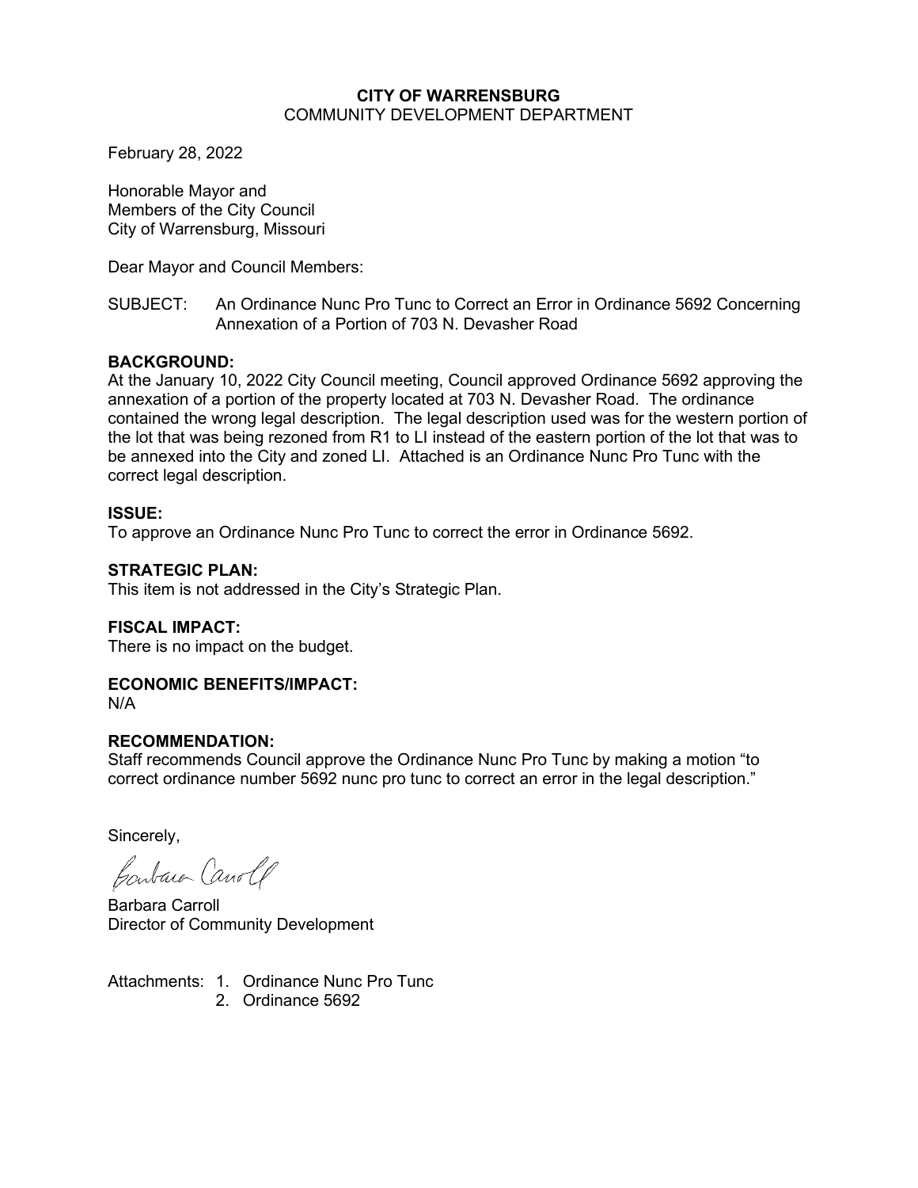**CITY OF WARRENSBURG**
COMMUNITY DEVELOPMENT DEPARTMENT

February 28, 2022

Honorable Mayor and
Members of the City Council
City of Warrensburg, Missouri

Dear Mayor and Council Members:

SUBJECT: An Ordinance Nunc Pro Tunc to Correct an Error in Ordinance 5692 Concerning Annexation of a Portion of 703 N. Devasher Road

**BACKGROUND:**
At the January 10, 2022 City Council meeting, Council approved Ordinance 5692 approving the annexation of a portion of the property located at 703 N. Devasher Road. The ordinance contained the wrong legal description. The legal description used was for the western portion of the lot that was being rezoned from R1 to LI instead of the eastern portion of the lot that was to be annexed into the City and zoned LI. Attached is an Ordinance Nunc Pro Tunc with the correct legal description.

**ISSUE:**
To approve an Ordinance Nunc Pro Tunc to correct the error in Ordinance 5692.

**STRATEGIC PLAN:**
This item is not addressed in the City's Strategic Plan.

**FISCAL IMPACT:**
There is no impact on the budget.

**ECONOMIC BENEFITS/IMPACT:**
N/A

**RECOMMENDATION:**
Staff recommends Council approve the Ordinance Nunc Pro Tunc by making a motion "to correct ordinance number 5692 nunc pro tunc to correct an error in the legal description."

Sincerely,

Barbara Carroll
Director of Community Development

Attachments:
1. Ordinance Nunc Pro Tunc
2. Ordinance 5692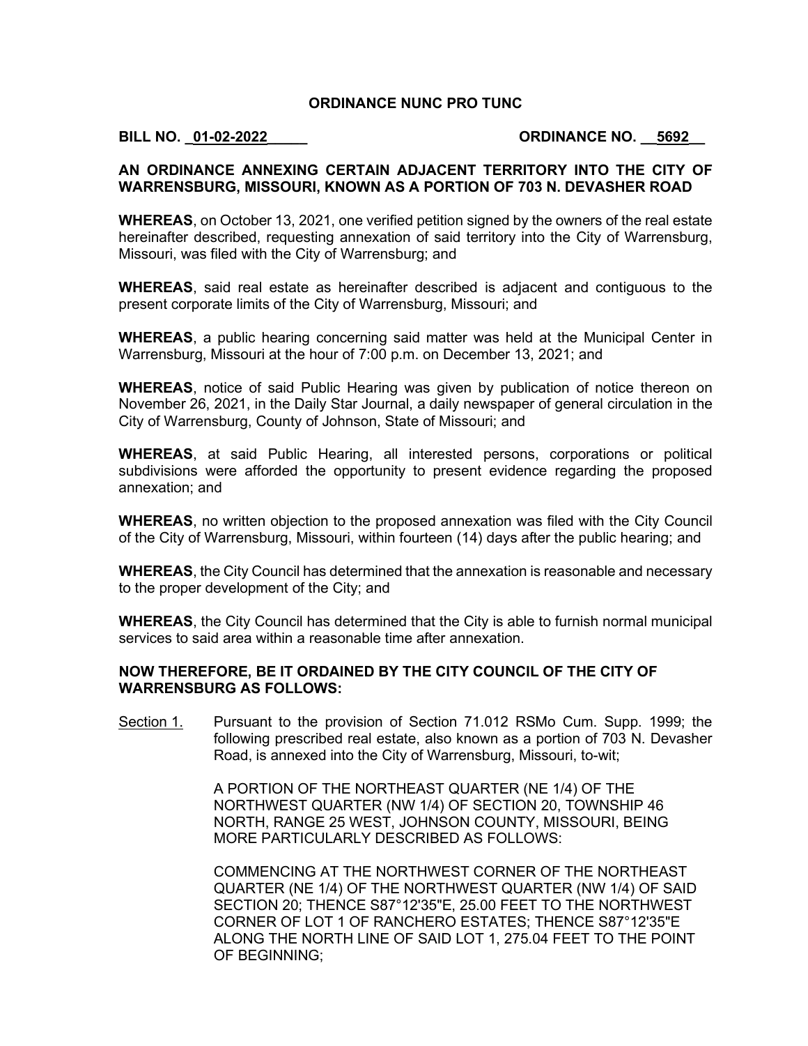**ORDINANCE NUNC PRO TUNC**

**BILL NO. _01-02-2022_____** **ORDINANCE NO. __5692__**

**AN ORDINANCE ANNEXING CERTAIN ADJACENT TERRITORY INTO THE CITY OF WARRENSBURG, MISSOURI, KNOWN AS A PORTION OF 703 N. DEVASHER ROAD**

**WHEREAS**, on October 13, 2021, one verified petition signed by the owners of the real estate hereinafter described, requesting annexation of said territory into the City of Warrensburg, Missouri, was filed with the City of Warrensburg; and

**WHEREAS**, said real estate as hereinafter described is adjacent and contiguous to the present corporate limits of the City of Warrensburg, Missouri; and

**WHEREAS**, a public hearing concerning said matter was held at the Municipal Center in Warrensburg, Missouri at the hour of 7:00 p.m. on December 13, 2021; and

**WHEREAS**, notice of said Public Hearing was given by publication of notice thereon on November 26, 2021, in the Daily Star Journal, a daily newspaper of general circulation in the City of Warrensburg, County of Johnson, State of Missouri; and

**WHEREAS**, at said Public Hearing, all interested persons, corporations or political subdivisions were afforded the opportunity to present evidence regarding the proposed annexation; and

**WHEREAS**, no written objection to the proposed annexation was filed with the City Council of the City of Warrensburg, Missouri, within fourteen (14) days after the public hearing; and

**WHEREAS**, the City Council has determined that the annexation is reasonable and necessary to the proper development of the City; and

**WHEREAS**, the City Council has determined that the City is able to furnish normal municipal services to said area within a reasonable time after annexation.

**NOW THEREFORE, BE IT ORDAINED BY THE CITY COUNCIL OF THE CITY OF WARRENSBURG AS FOLLOWS:**

Section 1. Pursuant to the provision of Section 71.012 RSMo Cum. Supp. 1999; the following prescribed real estate, also known as a portion of 703 N. Devasher Road, is annexed into the City of Warrensburg, Missouri, to-wit;

A PORTION OF THE NORTHEAST QUARTER (NE 1/4) OF THE NORTHWEST QUARTER (NW 1/4) OF SECTION 20, TOWNSHIP 46 NORTH, RANGE 25 WEST, JOHNSON COUNTY, MISSOURI, BEING MORE PARTICULARLY DESCRIBED AS FOLLOWS:

COMMENCING AT THE NORTHWEST CORNER OF THE NORTHEAST QUARTER (NE 1/4) OF THE NORTHWEST QUARTER (NW 1/4) OF SAID SECTION 20; THENCE S87°12'35"E, 25.00 FEET TO THE NORTHWEST CORNER OF LOT 1 OF RANCHERO ESTATES; THENCE S87°12'35"E ALONG THE NORTH LINE OF SAID LOT 1, 275.04 FEET TO THE POINT OF BEGINNING;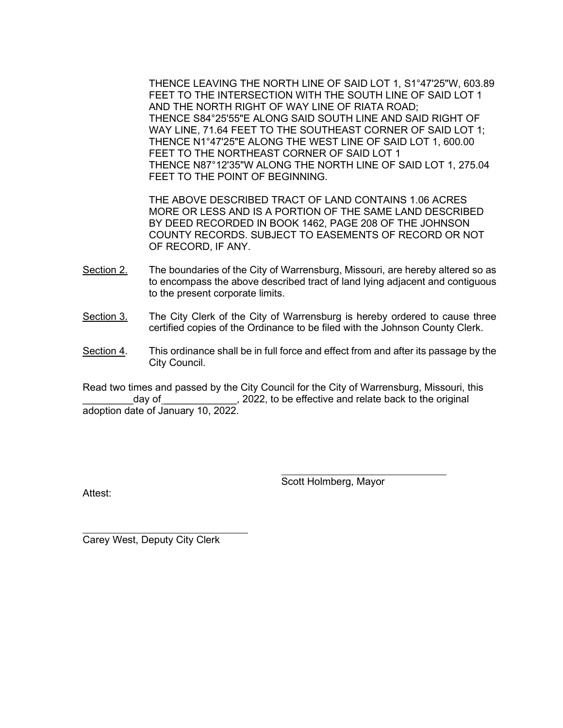THENCE LEAVING THE NORTH LINE OF SAID LOT 1, S1°47'25"W, 603.89 FEET TO THE INTERSECTION WITH THE SOUTH LINE OF SAID LOT 1 AND THE NORTH RIGHT OF WAY LINE OF RIATA ROAD;
THENCE S84°25'55"E ALONG SAID SOUTH LINE AND SAID RIGHT OF WAY LINE, 71.64 FEET TO THE SOUTHEAST CORNER OF SAID LOT 1;
THENCE N1°47'25"E ALONG THE WEST LINE OF SAID LOT 1, 600.00 FEET TO THE NORTHEAST CORNER OF SAID LOT 1
THENCE N87°12'35"W ALONG THE NORTH LINE OF SAID LOT 1, 275.04 FEET TO THE POINT OF BEGINNING.

THE ABOVE DESCRIBED TRACT OF LAND CONTAINS 1.06 ACRES MORE OR LESS AND IS A PORTION OF THE SAME LAND DESCRIBED BY DEED RECORDED IN BOOK 1462, PAGE 208 OF THE JOHNSON COUNTY RECORDS. SUBJECT TO EASEMENTS OF RECORD OR NOT OF RECORD, IF ANY.

Section 2. The boundaries of the City of Warrensburg, Missouri, are hereby altered so as to encompass the above described tract of land lying adjacent and contiguous to the present corporate limits.

Section 3. The City Clerk of the City of Warrensburg is hereby ordered to cause three certified copies of the Ordinance to be filed with the Johnson County Clerk.

Section 4. This ordinance shall be in full force and effect from and after its passage by the City Council.

Read two times and passed by the City Council for the City of Warrensburg, Missouri, this _________day of_____________, 2022, to be effective and relate back to the original adoption date of January 10, 2022.

_______________________________
Scott Holmberg, Mayor

Attest:

_______________________________
Carey West, Deputy City Clerk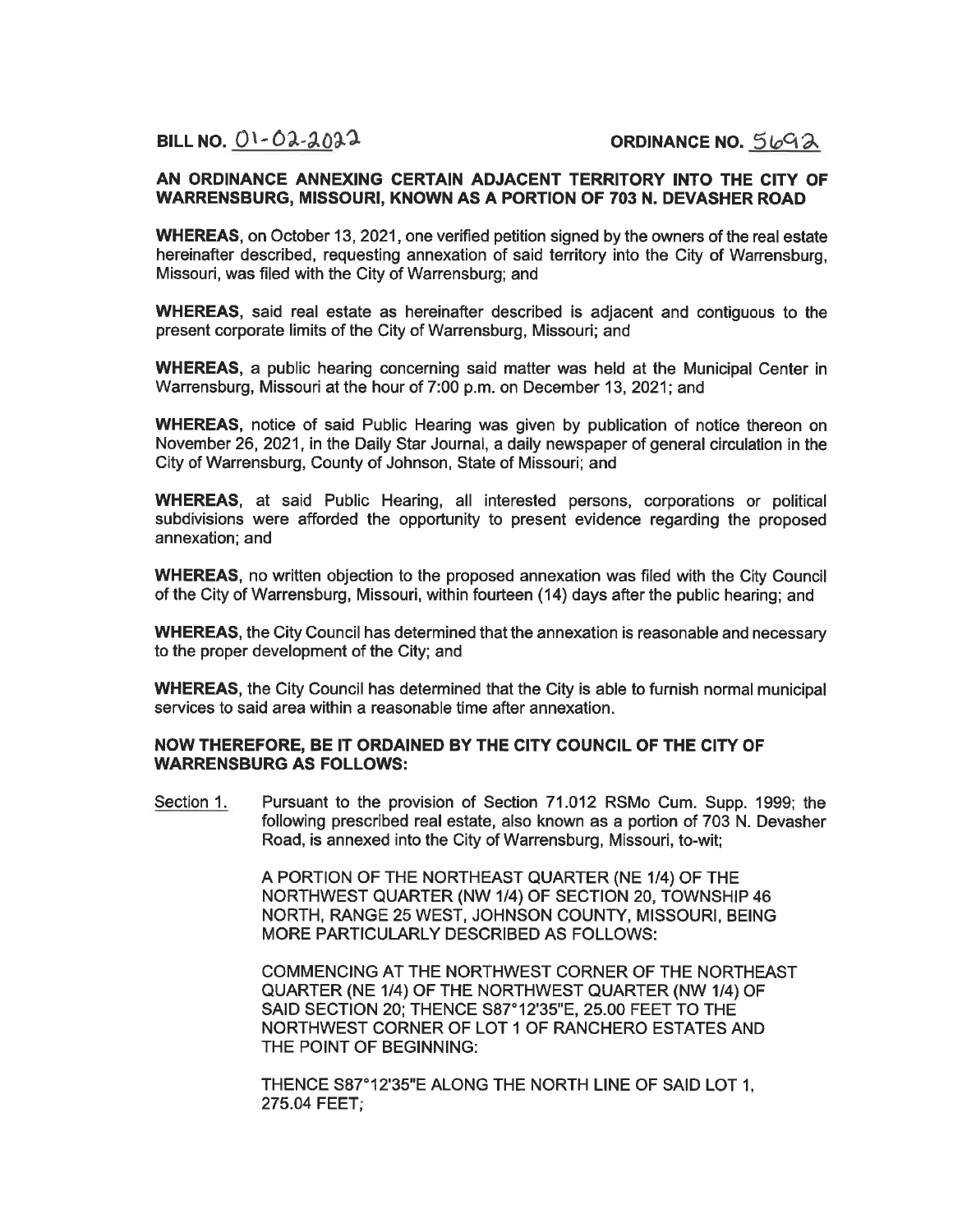**BILL NO. 01-02-2022** **ORDINANCE NO. 5692**

**AN ORDINANCE ANNEXING CERTAIN ADJACENT TERRITORY INTO THE CITY OF WARRENSBURG, MISSOURI, KNOWN AS A PORTION OF 703 N. DEVASHER ROAD**

**WHEREAS,** on October 13, 2021, one verified petition signed by the owners of the real estate hereinafter described, requesting annexation of said territory into the City of Warrensburg, Missouri, was filed with the City of Warrensburg; and

**WHEREAS,** said real estate as hereinafter described is adjacent and contiguous to the present corporate limits of the City of Warrensburg, Missouri; and

**WHEREAS,** a public hearing concerning said matter was held at the Municipal Center in Warrensburg, Missouri at the hour of 7:00 p.m. on December 13, 2021; and

**WHEREAS,** notice of said Public Hearing was given by publication of notice thereon on November 26, 2021, in the Daily Star Journal, a daily newspaper of general circulation in the City of Warrensburg, County of Johnson, State of Missouri; and

**WHEREAS,** at said Public Hearing, all interested persons, corporations or political subdivisions were afforded the opportunity to present evidence regarding the proposed annexation; and

**WHEREAS,** no written objection to the proposed annexation was filed with the City Council of the City of Warrensburg, Missouri, within fourteen (14) days after the public hearing; and

**WHEREAS,** the City Council has determined that the annexation is reasonable and necessary to the proper development of the City; and

**WHEREAS,** the City Council has determined that the City is able to furnish normal municipal services to said area within a reasonable time after annexation.

**NOW THEREFORE, BE IT ORDAINED BY THE CITY COUNCIL OF THE CITY OF WARRENSBURG AS FOLLOWS:**

Section 1. Pursuant to the provision of Section 71.012 RSMo Cum. Supp. 1999; the following prescribed real estate, also known as a portion of 703 N. Devasher Road, is annexed into the City of Warrensburg, Missouri, to-wit;

A PORTION OF THE NORTHEAST QUARTER (NE 1/4) OF THE NORTHWEST QUARTER (NW 1/4) OF SECTION 20, TOWNSHIP 46 NORTH, RANGE 25 WEST, JOHNSON COUNTY, MISSOURI, BEING MORE PARTICULARLY DESCRIBED AS FOLLOWS:

COMMENCING AT THE NORTHWEST CORNER OF THE NORTHEAST QUARTER (NE 1/4) OF THE NORTHWEST QUARTER (NW 1/4) OF SAID SECTION 20; THENCE S87°12'35"E, 25.00 FEET TO THE NORTHWEST CORNER OF LOT 1 OF RANCHERO ESTATES AND THE POINT OF BEGINNING:

THENCE S87°12'35"E ALONG THE NORTH LINE OF SAID LOT 1, 275.04 FEET;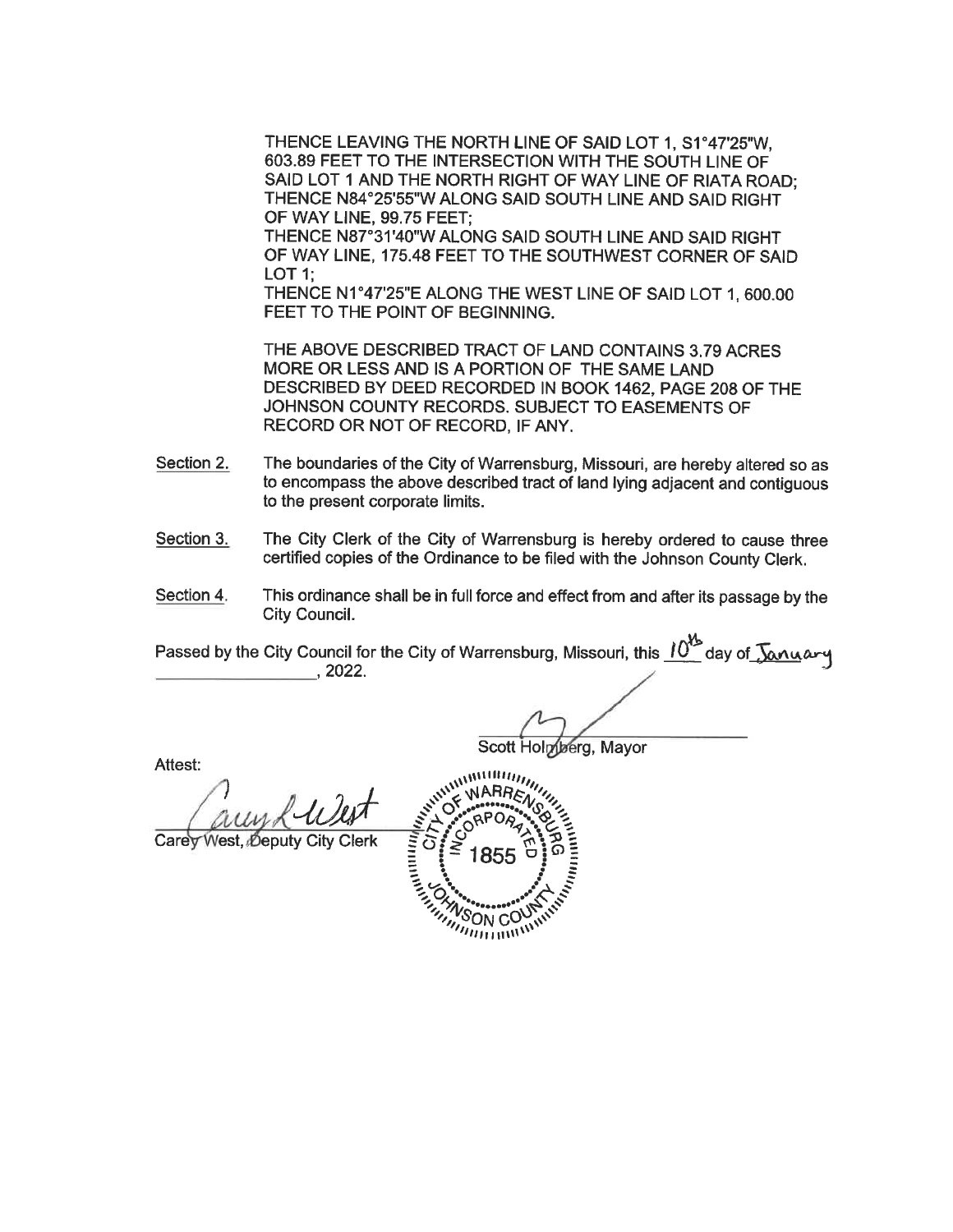THENCE LEAVING THE NORTH LINE OF SAID LOT 1, S1°47'25"W, 603.89 FEET TO THE INTERSECTION WITH THE SOUTH LINE OF SAID LOT 1 AND THE NORTH RIGHT OF WAY LINE OF RIATA ROAD; THENCE N84°25'55"W ALONG SAID SOUTH LINE AND SAID RIGHT OF WAY LINE, 99.75 FEET;
THENCE N87°31'40"W ALONG SAID SOUTH LINE AND SAID RIGHT OF WAY LINE, 175.48 FEET TO THE SOUTHWEST CORNER OF SAID LOT 1;
THENCE N1°47'25"E ALONG THE WEST LINE OF SAID LOT 1, 600.00 FEET TO THE POINT OF BEGINNING.

THE ABOVE DESCRIBED TRACT OF LAND CONTAINS 3.79 ACRES MORE OR LESS AND IS A PORTION OF THE SAME LAND DESCRIBED BY DEED RECORDED IN BOOK 1462, PAGE 208 OF THE JOHNSON COUNTY RECORDS. SUBJECT TO EASEMENTS OF RECORD OR NOT OF RECORD, IF ANY.

Section 2. The boundaries of the City of Warrensburg, Missouri, are hereby altered so as to encompass the above described tract of land lying adjacent and contiguous to the present corporate limits.

Section 3. The City Clerk of the City of Warrensburg is hereby ordered to cause three certified copies of the Ordinance to be filed with the Johnson County Clerk.

Section 4. This ordinance shall be in full force and effect from and after its passage by the City Council.

Passed by the City Council for the City of Warrensburg, Missouri, this 10th day of January, 2022.

Scott Holmberg, Mayor

Attest:

Carey West, Deputy City Clerk

CITY OF WARRENSBURG INCORPORATED 1855 JOHNSON COUNTY